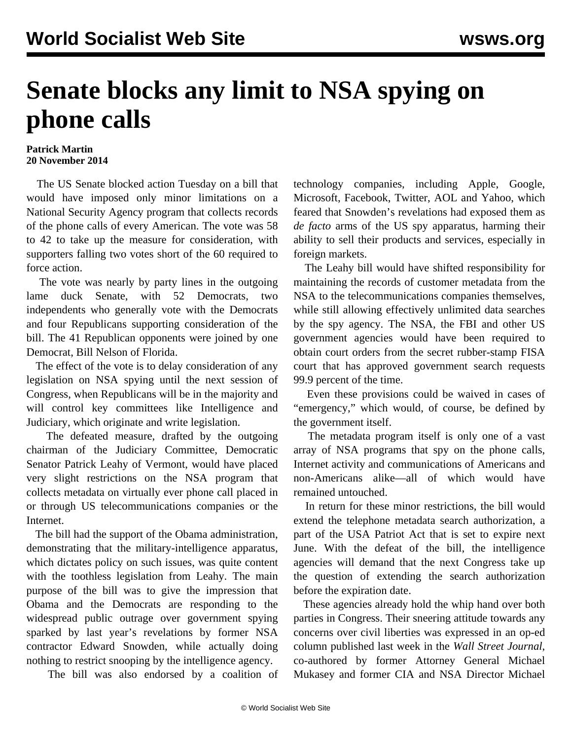# Senate blocks any limit to NSA spying on phone calls

**Patrick Martin**
**20 November 2014**

The US Senate blocked action Tuesday on a bill that would have imposed only minor limitations on a National Security Agency program that collects records of the phone calls of every American. The vote was 58 to 42 to take up the measure for consideration, with supporters falling two votes short of the 60 required to force action.

The vote was nearly by party lines in the outgoing lame duck Senate, with 52 Democrats, two independents who generally vote with the Democrats and four Republicans supporting consideration of the bill. The 41 Republican opponents were joined by one Democrat, Bill Nelson of Florida.

The effect of the vote is to delay consideration of any legislation on NSA spying until the next session of Congress, when Republicans will be in the majority and will control key committees like Intelligence and Judiciary, which originate and write legislation.

The defeated measure, drafted by the outgoing chairman of the Judiciary Committee, Democratic Senator Patrick Leahy of Vermont, would have placed very slight restrictions on the NSA program that collects metadata on virtually ever phone call placed in or through US telecommunications companies or the Internet.

The bill had the support of the Obama administration, demonstrating that the military-intelligence apparatus, which dictates policy on such issues, was quite content with the toothless legislation from Leahy. The main purpose of the bill was to give the impression that Obama and the Democrats are responding to the widespread public outrage over government spying sparked by last year's revelations by former NSA contractor Edward Snowden, while actually doing nothing to restrict snooping by the intelligence agency.

The bill was also endorsed by a coalition of technology companies, including Apple, Google, Microsoft, Facebook, Twitter, AOL and Yahoo, which feared that Snowden's revelations had exposed them as *de facto* arms of the US spy apparatus, harming their ability to sell their products and services, especially in foreign markets.

The Leahy bill would have shifted responsibility for maintaining the records of customer metadata from the NSA to the telecommunications companies themselves, while still allowing effectively unlimited data searches by the spy agency. The NSA, the FBI and other US government agencies would have been required to obtain court orders from the secret rubber-stamp FISA court that has approved government search requests 99.9 percent of the time.

Even these provisions could be waived in cases of "emergency," which would, of course, be defined by the government itself.

The metadata program itself is only one of a vast array of NSA programs that spy on the phone calls, Internet activity and communications of Americans and non-Americans alike—all of which would have remained untouched.

In return for these minor restrictions, the bill would extend the telephone metadata search authorization, a part of the USA Patriot Act that is set to expire next June. With the defeat of the bill, the intelligence agencies will demand that the next Congress take up the question of extending the search authorization before the expiration date.

These agencies already hold the whip hand over both parties in Congress. Their sneering attitude towards any concerns over civil liberties was expressed in an op-ed column published last week in the *Wall Street Journal*, co-authored by former Attorney General Michael Mukasey and former CIA and NSA Director Michael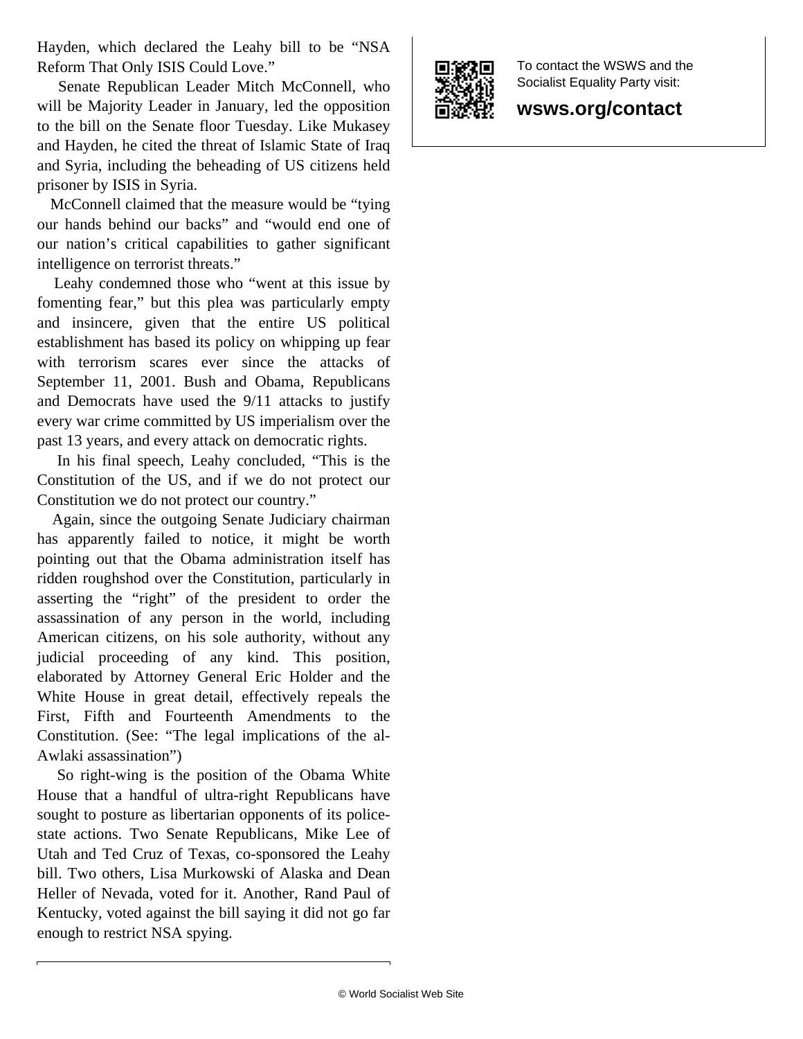Hayden, which declared the Leahy bill to be "NSA Reform That Only ISIS Could Love."

Senate Republican Leader Mitch McConnell, who will be Majority Leader in January, led the opposition to the bill on the Senate floor Tuesday. Like Mukasey and Hayden, he cited the threat of Islamic State of Iraq and Syria, including the beheading of US citizens held prisoner by ISIS in Syria.

McConnell claimed that the measure would be "tying our hands behind our backs" and "would end one of our nation's critical capabilities to gather significant intelligence on terrorist threats."

Leahy condemned those who "went at this issue by fomenting fear," but this plea was particularly empty and insincere, given that the entire US political establishment has based its policy on whipping up fear with terrorism scares ever since the attacks of September 11, 2001. Bush and Obama, Republicans and Democrats have used the 9/11 attacks to justify every war crime committed by US imperialism over the past 13 years, and every attack on democratic rights.

In his final speech, Leahy concluded, "This is the Constitution of the US, and if we do not protect our Constitution we do not protect our country."

Again, since the outgoing Senate Judiciary chairman has apparently failed to notice, it might be worth pointing out that the Obama administration itself has ridden roughshod over the Constitution, particularly in asserting the "right" of the president to order the assassination of any person in the world, including American citizens, on his sole authority, without any judicial proceeding of any kind. This position, elaborated by Attorney General Eric Holder and the White House in great detail, effectively repeals the First, Fifth and Fourteenth Amendments to the Constitution. (See: "The legal implications of the al-Awlaki assassination")

So right-wing is the position of the Obama White House that a handful of ultra-right Republicans have sought to posture as libertarian opponents of its police-state actions. Two Senate Republicans, Mike Lee of Utah and Ted Cruz of Texas, co-sponsored the Leahy bill. Two others, Lisa Murkowski of Alaska and Dean Heller of Nevada, voted for it. Another, Rand Paul of Kentucky, voted against the bill saying it did not go far enough to restrict NSA spying.

To contact the WSWS and the Socialist Equality Party visit:

**wsws.org/contact**